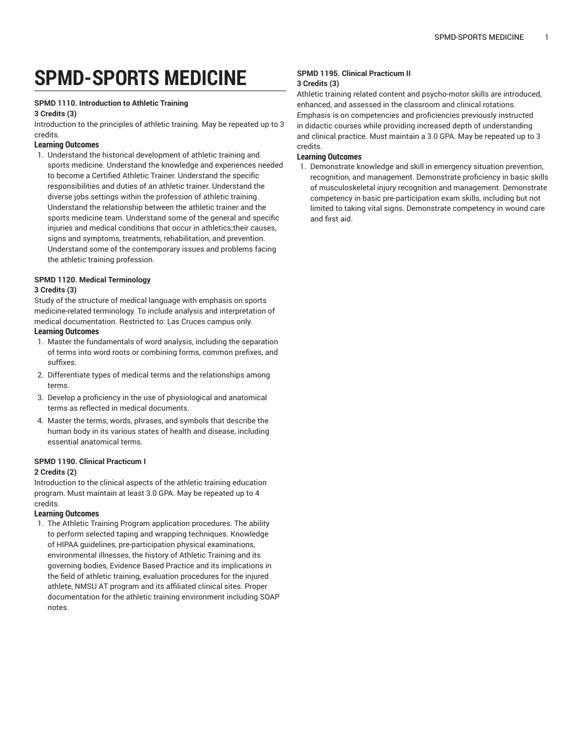# SPMD-SPORTS MEDICINE

**SPMD 1110. Introduction to Athletic Training**

**3 Credits (3)**

Introduction to the principles of athletic training. May be repeated up to 3 credits.

**Learning Outcomes**

1. Understand the historical development of athletic training and sports medicine. Understand the knowledge and experiences needed to become a Certified Athletic Trainer. Understand the specific responsibilities and duties of an athletic trainer. Understand the diverse jobs settings within the profession of athletic training. Understand the relationship between the athletic trainer and the sports medicine team. Understand some of the general and specific injuries and medical conditions that occur in athletics;their causes, signs and symptoms, treatments, rehabilitation, and prevention. Understand some of the contemporary issues and problems facing the athletic training profession.

**SPMD 1120. Medical Terminology**

**3 Credits (3)**

Study of the structure of medical language with emphasis on sports medicine-related terminology. To include analysis and interpretation of medical documentation. Restricted to: Las Cruces campus only.

**Learning Outcomes**

1. Master the fundamentals of word analysis, including the separation of terms into word roots or combining forms, common prefixes, and suffixes.
2. Differentiate types of medical terms and the relationships among terms.
3. Develop a proficiency in the use of physiological and anatomical terms as reflected in medical documents.
4. Master the terms, words, phrases, and symbols that describe the human body in its various states of health and disease, including essential anatomical terms.

**SPMD 1190. Clinical Practicum I**

**2 Credits (2)**

Introduction to the clinical aspects of the athletic training education program. Must maintain at least 3.0 GPA. May be repeated up to 4 credits.

**Learning Outcomes**

1. The Athletic Training Program application procedures. The ability to perform selected taping and wrapping techniques. Knowledge of HIPAA guidelines, pre-participation physical examinations, environmental illnesses, the history of Athletic Training and its governing bodies, Evidence Based Practice and its implications in the field of athletic training, evaluation procedures for the injured athlete, NMSU AT program and its affiliated clinical sites. Proper documentation for the athletic training environment including SOAP notes.

**SPMD 1195. Clinical Practicum II**

**3 Credits (3)**

Athletic training related content and psycho-motor skills are introduced, enhanced, and assessed in the classroom and clinical rotations. Emphasis is on competencies and proficiencies previously instructed in didactic courses while providing increased depth of understanding and clinical practice. Must maintain a 3.0 GPA. May be repeated up to 3 credits.

**Learning Outcomes**

1. Demonstrate knowledge and skill in emergency situation prevention, recognition, and management. Demonstrate proficiency in basic skills of musculoskeletal injury recognition and management. Demonstrate competency in basic pre-participation exam skills, including but not limited to taking vital signs. Demonstrate competency in wound care and first aid.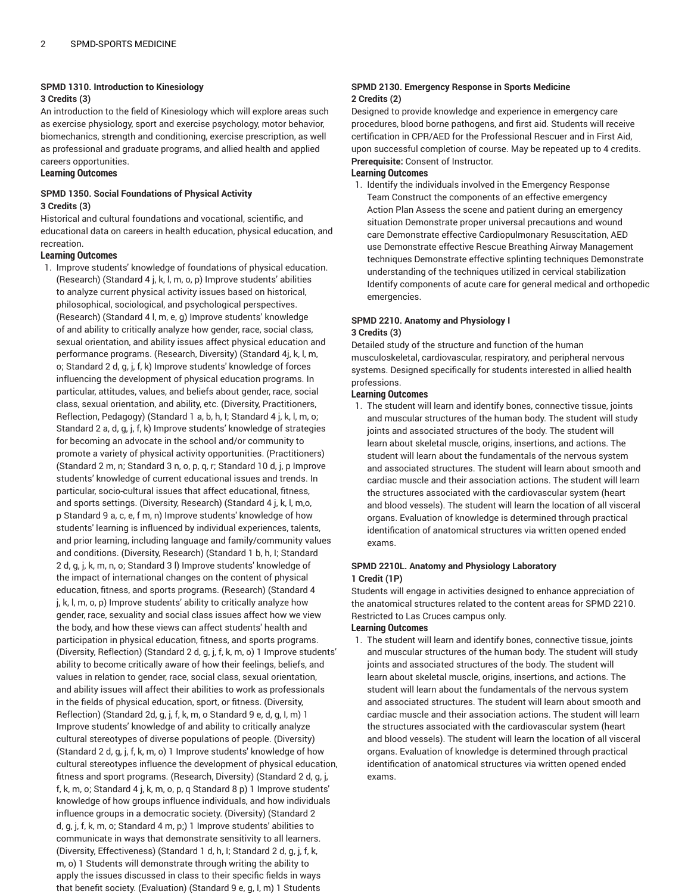**SPMD 1310. Introduction to Kinesiology**
**3 Credits (3)**

An introduction to the field of Kinesiology which will explore areas such as exercise physiology, sport and exercise psychology, motor behavior, biomechanics, strength and conditioning, exercise prescription, as well as professional and graduate programs, and allied health and applied careers opportunities.

**Learning Outcomes**

**SPMD 1350. Social Foundations of Physical Activity**
**3 Credits (3)**

Historical and cultural foundations and vocational, scientific, and educational data on careers in health education, physical education, and recreation.

**Learning Outcomes**

1. Improve students' knowledge of foundations of physical education. (Research) (Standard 4 j, k, l, m, o, p) Improve students' abilities to analyze current physical activity issues based on historical, philosophical, sociological, and psychological perspectives. (Research) (Standard 4 l, m, e, g) Improve students' knowledge of and ability to critically analyze how gender, race, social class, sexual orientation, and ability issues affect physical education and performance programs. (Research, Diversity) (Standard 4j, k, l, m, o; Standard 2 d, g, j, f, k) Improve students' knowledge of forces influencing the development of physical education programs. In particular, attitudes, values, and beliefs about gender, race, social class, sexual orientation, and ability, etc. (Diversity, Practitioners, Reflection, Pedagogy) (Standard 1 a, b, h, I; Standard 4 j, k, l, m, o; Standard 2 a, d, g, j, f, k) Improve students' knowledge of strategies for becoming an advocate in the school and/or community to promote a variety of physical activity opportunities. (Practitioners) (Standard 2 m, n; Standard 3 n, o, p, q, r; Standard 10 d, j, p Improve students' knowledge of current educational issues and trends. In particular, socio-cultural issues that affect educational, fitness, and sports settings. (Diversity, Research) (Standard 4 j, k, l, m,o, p Standard 9 a, c, e, f m, n) Improve students' knowledge of how students' learning is influenced by individual experiences, talents, and prior learning, including language and family/community values and conditions. (Diversity, Research) (Standard 1 b, h, I; Standard 2 d, g, j, k, m, n, o; Standard 3 l) Improve students' knowledge of the impact of international changes on the content of physical education, fitness, and sports programs. (Research) (Standard 4 j, k, l, m, o, p) Improve students' ability to critically analyze how gender, race, sexuality and social class issues affect how we view the body, and how these views can affect students' health and participation in physical education, fitness, and sports programs. (Diversity, Reflection) (Standard 2 d, g, j, f, k, m, o) 1 Improve students' ability to become critically aware of how their feelings, beliefs, and values in relation to gender, race, social class, sexual orientation, and ability issues will affect their abilities to work as professionals in the fields of physical education, sport, or fitness. (Diversity, Reflection) (Standard 2d, g, j, f, k, m, o Standard 9 e, d, g, I, m) 1 Improve students' knowledge of and ability to critically analyze cultural stereotypes of diverse populations of people. (Diversity) (Standard 2 d, g, j, f, k, m, o) 1 Improve students' knowledge of how cultural stereotypes influence the development of physical education, fitness and sport programs. (Research, Diversity) (Standard 2 d, g, j, f, k, m, o; Standard 4 j, k, m, o, p, q Standard 8 p) 1 Improve students' knowledge of how groups influence individuals, and how individuals influence groups in a democratic society. (Diversity) (Standard 2 d, g, j, f, k, m, o; Standard 4 m, p;) 1 Improve students' abilities to communicate in ways that demonstrate sensitivity to all learners. (Diversity, Effectiveness) (Standard 1 d, h, I; Standard 2 d, g, j, f, k, m, o) 1 Students will demonstrate through writing the ability to apply the issues discussed in class to their specific fields in ways that benefit society. (Evaluation) (Standard 9 e, g, I, m) 1 Students

**SPMD 2130. Emergency Response in Sports Medicine**
**2 Credits (2)**

Designed to provide knowledge and experience in emergency care procedures, blood borne pathogens, and first aid. Students will receive certification in CPR/AED for the Professional Rescuer and in First Aid, upon successful completion of course. May be repeated up to 4 credits.

**Prerequisite:** Consent of Instructor.

**Learning Outcomes**

1. Identify the individuals involved in the Emergency Response Team Construct the components of an effective emergency Action Plan Assess the scene and patient during an emergency situation Demonstrate proper universal precautions and wound care Demonstrate effective Cardiopulmonary Resuscitation, AED use Demonstrate effective Rescue Breathing Airway Management techniques Demonstrate effective splinting techniques Demonstrate understanding of the techniques utilized in cervical stabilization Identify components of acute care for general medical and orthopedic emergencies.

**SPMD 2210. Anatomy and Physiology I**
**3 Credits (3)**

Detailed study of the structure and function of the human musculoskeletal, cardiovascular, respiratory, and peripheral nervous systems. Designed specifically for students interested in allied health professions.

**Learning Outcomes**

1. The student will learn and identify bones, connective tissue, joints and muscular structures of the human body. The student will study joints and associated structures of the body. The student will learn about skeletal muscle, origins, insertions, and actions. The student will learn about the fundamentals of the nervous system and associated structures. The student will learn about smooth and cardiac muscle and their association actions. The student will learn the structures associated with the cardiovascular system (heart and blood vessels). The student will learn the location of all visceral organs. Evaluation of knowledge is determined through practical identification of anatomical structures via written opened ended exams.

**SPMD 2210L. Anatomy and Physiology Laboratory**
**1 Credit (1P)**

Students will engage in activities designed to enhance appreciation of the anatomical structures related to the content areas for SPMD 2210. Restricted to Las Cruces campus only.

**Learning Outcomes**

1. The student will learn and identify bones, connective tissue, joints and muscular structures of the human body. The student will study joints and associated structures of the body. The student will learn about skeletal muscle, origins, insertions, and actions. The student will learn about the fundamentals of the nervous system and associated structures. The student will learn about smooth and cardiac muscle and their association actions. The student will learn the structures associated with the cardiovascular system (heart and blood vessels). The student will learn the location of all visceral organs. Evaluation of knowledge is determined through practical identification of anatomical structures via written opened ended exams.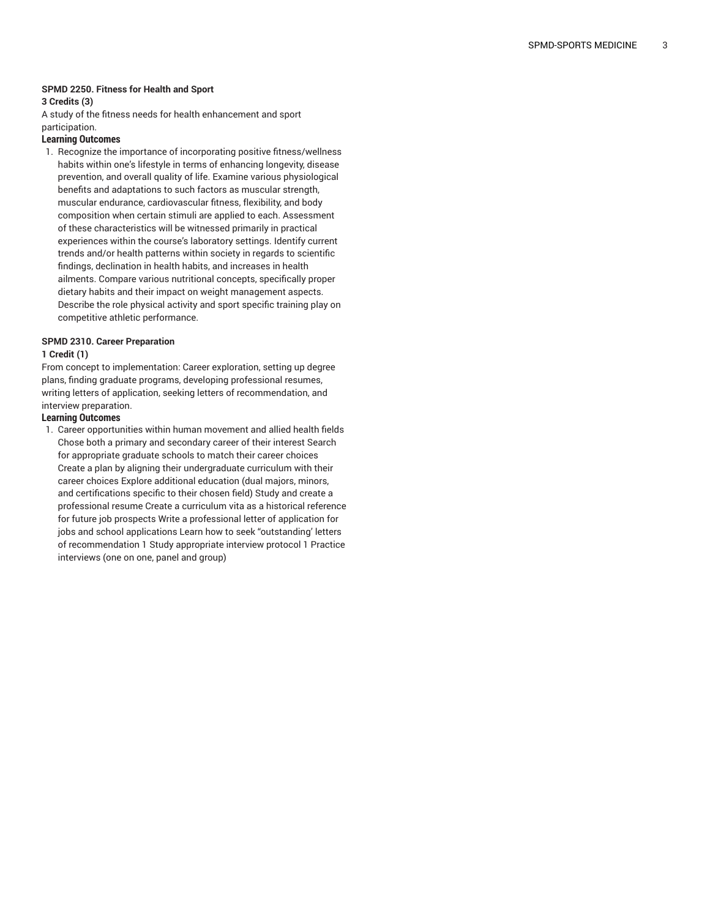**SPMD 2250. Fitness for Health and Sport**
**3 Credits (3)**

A study of the fitness needs for health enhancement and sport participation.

**Learning Outcomes**

1. Recognize the importance of incorporating positive fitness/wellness habits within one's lifestyle in terms of enhancing longevity, disease prevention, and overall quality of life. Examine various physiological benefits and adaptations to such factors as muscular strength, muscular endurance, cardiovascular fitness, flexibility, and body composition when certain stimuli are applied to each. Assessment of these characteristics will be witnessed primarily in practical experiences within the course's laboratory settings. Identify current trends and/or health patterns within society in regards to scientific findings, declination in health habits, and increases in health ailments. Compare various nutritional concepts, specifically proper dietary habits and their impact on weight management aspects. Describe the role physical activity and sport specific training play on competitive athletic performance.

**SPMD 2310. Career Preparation**
**1 Credit (1)**

From concept to implementation: Career exploration, setting up degree plans, finding graduate programs, developing professional resumes, writing letters of application, seeking letters of recommendation, and interview preparation.

**Learning Outcomes**

1. Career opportunities within human movement and allied health fields Chose both a primary and secondary career of their interest Search for appropriate graduate schools to match their career choices Create a plan by aligning their undergraduate curriculum with their career choices Explore additional education (dual majors, minors, and certifications specific to their chosen field) Study and create a professional resume Create a curriculum vita as a historical reference for future job prospects Write a professional letter of application for jobs and school applications Learn how to seek "outstanding' letters of recommendation 1 Study appropriate interview protocol 1 Practice interviews (one on one, panel and group)